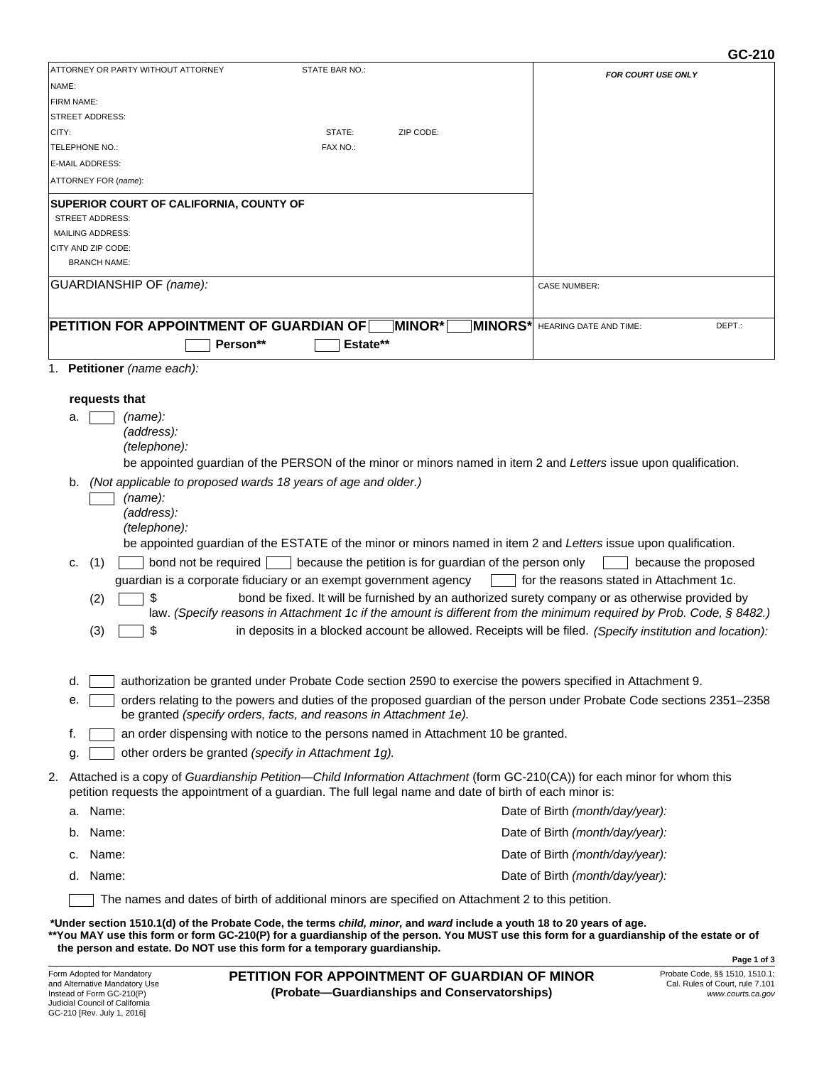GC-210

| ATTORNEY OR PARTY WITHOUT ATTORNEY | STATE BAR NO.: | FOR COURT USE ONLY |
|---|---|---|
| NAME: | | |
| FIRM NAME: | | |
| STREET ADDRESS: | | |
| CITY: | STATE: ZIP CODE: | |
| TELEPHONE NO.: | FAX NO.: | |
| E-MAIL ADDRESS: | | |
| ATTORNEY FOR *(name)*: | | |
| **SUPERIOR COURT OF CALIFORNIA, COUNTY OF** | | |
| STREET ADDRESS: | | |
| MAILING ADDRESS: | | |
| CITY AND ZIP CODE: | | |
| BRANCH NAME: | | |
| GUARDIANSHIP OF *(name)*: | | CASE NUMBER: |
| **PETITION FOR APPOINTMENT OF GUARDIAN OF ☐ MINOR\* ☐ MINORS\*** ☐ **Person\*\*** ☐ **Estate\*\*** | | HEARING DATE AND TIME: DEPT.: |

1. **Petitioner** *(name each)*:

   **requests that**

   a. ☐ *(name):*
   *(address):*
   *(telephone):*
   be appointed guardian of the PERSON of the minor or minors named in item 2 and *Letters* issue upon qualification.

   b. *(Not applicable to proposed wards 18 years of age and older.)*
   ☐ *(name):*
   *(address):*
   *(telephone):*
   be appointed guardian of the ESTATE of the minor or minors named in item 2 and *Letters* issue upon qualification.

   c. (1) ☐ bond not be required ☐ because the petition is for guardian of the person only ☐ because the proposed guardian is a corporate fiduciary or an exempt government agency ☐ for the reasons stated in Attachment 1c.
   (2) ☐ $ bond be fixed. It will be furnished by an authorized surety company or as otherwise provided by law. *(Specify reasons in Attachment 1c if the amount is different from the minimum required by Prob. Code, § 8482.)*
   (3) ☐ $ in deposits in a blocked account be allowed. Receipts will be filed. *(Specify institution and location):*

   d. ☐ authorization be granted under Probate Code section 2590 to exercise the powers specified in Attachment 9.

   e. ☐ orders relating to the powers and duties of the proposed guardian of the person under Probate Code sections 2351–2358 be granted *(specify orders, facts, and reasons in Attachment 1e).*

   f. ☐ an order dispensing with notice to the persons named in Attachment 10 be granted.

   g. ☐ other orders be granted *(specify in Attachment 1g).*

2. Attached is a copy of *Guardianship Petition—Child Information Attachment* (form GC-210(CA)) for each minor for whom this petition requests the appointment of a guardian. The full legal name and date of birth of each minor is:

   a. Name: Date of Birth *(month/day/year):*

   b. Name: Date of Birth *(month/day/year):*

   c. Name: Date of Birth *(month/day/year):*

   d. Name: Date of Birth *(month/day/year):*

   ☐ The names and dates of birth of additional minors are specified on Attachment 2 to this petition.

**\*Under section 1510.1(d) of the Probate Code, the terms *child, minor,* and *ward* include a youth 18 to 20 years of age.**
**\*\*You MAY use this form or form GC-210(P) for a guardianship of the person. You MUST use this form for a guardianship of the estate or of the person and estate. Do NOT use this form for a temporary guardianship.**

Form Adopted for Mandatory and Alternative Mandatory Use Instead of Form GC-210(P)
Judicial Council of California
GC-210 [Rev. July 1, 2016]

**PETITION FOR APPOINTMENT OF GUARDIAN OF MINOR**
**(Probate—Guardianships and Conservatorships)**

Probate Code, §§ 1510, 1510.1;
Cal. Rules of Court, rule 7.101
*www.courts.ca.gov*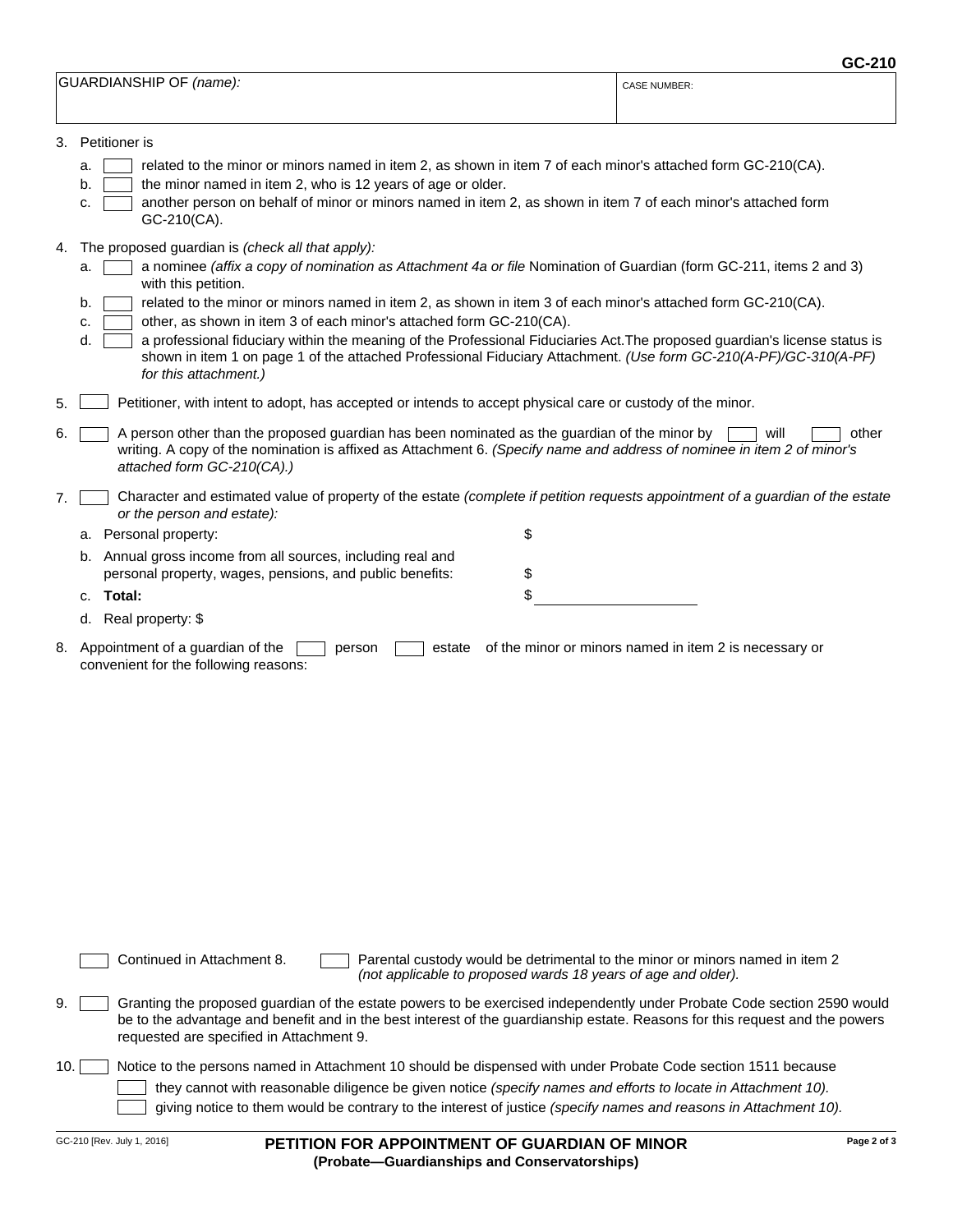| GUARDIANSHIP OF *(name):* | CASE NUMBER: |
| --- | --- |
| | |

3. Petitioner is
   a. ☐ related to the minor or minors named in item 2, as shown in item 7 of each minor's attached form GC-210(CA).
   b. ☐ the minor named in item 2, who is 12 years of age or older.
   c. ☐ another person on behalf of minor or minors named in item 2, as shown in item 7 of each minor's attached form GC-210(CA).

4. The proposed guardian is *(check all that apply):*
   a. ☐ a nominee *(affix a copy of nomination as Attachment 4a or file* Nomination of Guardian (form GC-211, items 2 and 3) with this petition.
   b. ☐ related to the minor or minors named in item 2, as shown in item 3 of each minor's attached form GC-210(CA).
   c. ☐ other, as shown in item 3 of each minor's attached form GC-210(CA).
   d. ☐ a professional fiduciary within the meaning of the Professional Fiduciaries Act.The proposed guardian's license status is shown in item 1 on page 1 of the attached Professional Fiduciary Attachment. *(Use form GC-210(A-PF)/GC-310(A-PF) for this attachment.)*

5. ☐ Petitioner, with intent to adopt, has accepted or intends to accept physical care or custody of the minor.

6. ☐ A person other than the proposed guardian has been nominated as the guardian of the minor by ☐ will ☐ other writing. A copy of the nomination is affixed as Attachment 6. *(Specify name and address of nominee in item 2 of minor's attached form GC-210(CA).)*

7. ☐ Character and estimated value of property of the estate *(complete if petition requests appointment of a guardian of the estate or the person and estate):*
   a. Personal property: $
   b. Annual gross income from all sources, including real and personal property, wages, pensions, and public benefits: $
   c. **Total:** $ ____________________
   d. Real property: $

8. Appointment of a guardian of the ☐ person ☐ estate of the minor or minors named in item 2 is necessary or convenient for the following reasons:

   ☐ Continued in Attachment 8. ☐ Parental custody would be detrimental to the minor or minors named in item 2 *(not applicable to proposed wards 18 years of age and older).*

9. ☐ Granting the proposed guardian of the estate powers to be exercised independently under Probate Code section 2590 would be to the advantage and benefit and in the best interest of the guardianship estate. Reasons for this request and the powers requested are specified in Attachment 9.

10. ☐ Notice to the persons named in Attachment 10 should be dispensed with under Probate Code section 1511 because
    ☐ they cannot with reasonable diligence be given notice *(specify names and efforts to locate in Attachment 10).*
    ☐ giving notice to them would be contrary to the interest of justice *(specify names and reasons in Attachment 10).*

**PETITION FOR APPOINTMENT OF GUARDIAN OF MINOR**
**(Probate—Guardianships and Conservatorships)**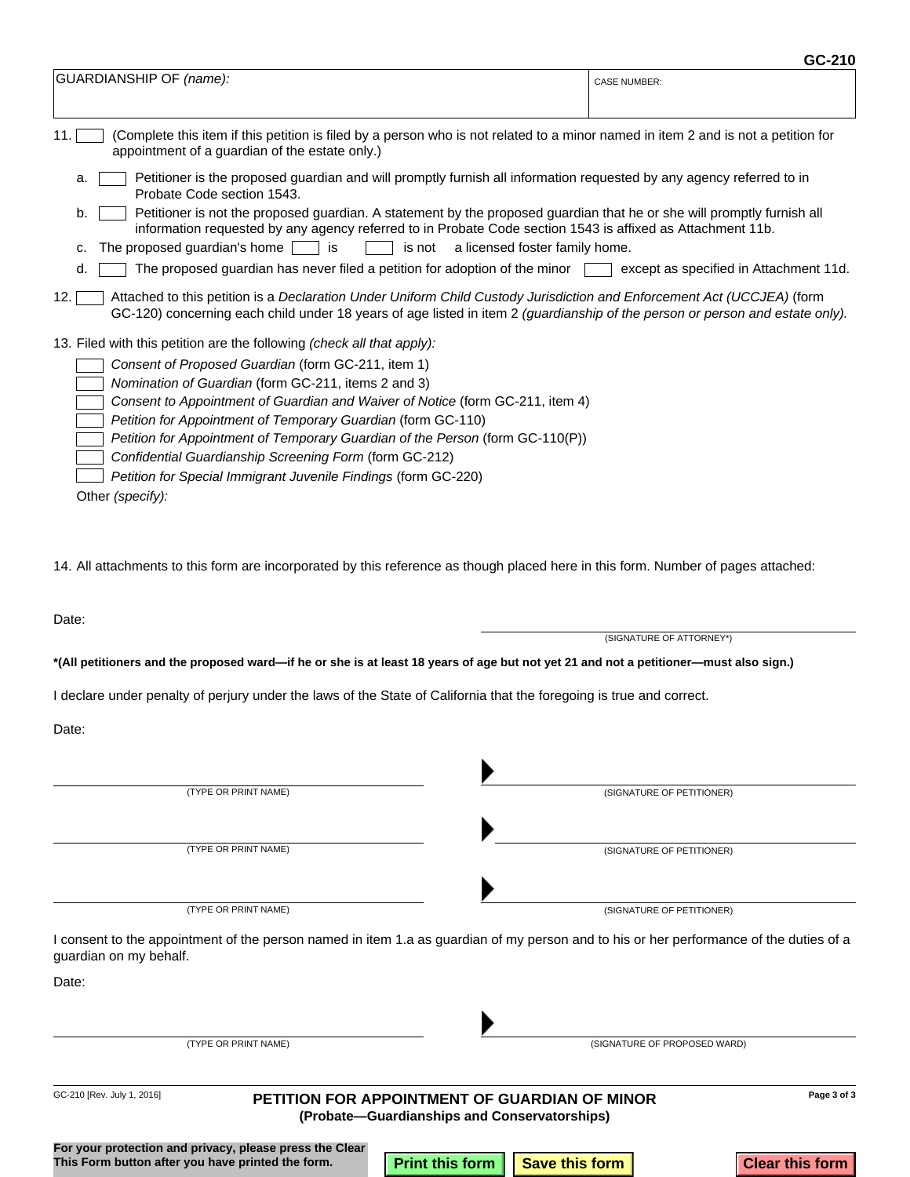GC-210

| GUARDIANSHIP OF *(name)*: | CASE NUMBER: |
|---|---|
| | |

11. ☐ (Complete this item if this petition is filed by a person who is not related to a minor named in item 2 and is not a petition for appointment of a guardian of the estate only.)

   a. ☐ Petitioner is the proposed guardian and will promptly furnish all information requested by any agency referred to in Probate Code section 1543.

   b. ☐ Petitioner is not the proposed guardian. A statement by the proposed guardian that he or she will promptly furnish all information requested by any agency referred to in Probate Code section 1543 is affixed as Attachment 11b.

   c. The proposed guardian's home ☐ is ☐ is not a licensed foster family home.

   d. ☐ The proposed guardian has never filed a petition for adoption of the minor ☐ except as specified in Attachment 11d.

12. ☐ Attached to this petition is a *Declaration Under Uniform Child Custody Jurisdiction and Enforcement Act (UCCJEA)* (form GC-120) concerning each child under 18 years of age listed in item 2 *(guardianship of the person or person and estate only).*

13. Filed with this petition are the following *(check all that apply):*

   ☐ *Consent of Proposed Guardian* (form GC-211, item 1)
   ☐ *Nomination of Guardian* (form GC-211, items 2 and 3)
   ☐ *Consent to Appointment of Guardian and Waiver of Notice* (form GC-211, item 4)
   ☐ *Petition for Appointment of Temporary Guardian* (form GC-110)
   ☐ *Petition for Appointment of Temporary Guardian of the Person* (form GC-110(P))
   ☐ *Confidential Guardianship Screening Form* (form GC-212)
   ☐ *Petition for Special Immigrant Juvenile Findings* (form GC-220)

   Other *(specify):*

14. All attachments to this form are incorporated by this reference as though placed here in this form. Number of pages attached:

Date:

(SIGNATURE OF ATTORNEY*)

**\*(All petitioners and the proposed ward—if he or she is at least 18 years of age but not yet 21 and not a petitioner—must also sign.)**

I declare under penalty of perjury under the laws of the State of California that the foregoing is true and correct.

Date:

(TYPE OR PRINT NAME) ▶ (SIGNATURE OF PETITIONER)

(TYPE OR PRINT NAME) ▶ (SIGNATURE OF PETITIONER)

(TYPE OR PRINT NAME) ▶ (SIGNATURE OF PETITIONER)

I consent to the appointment of the person named in item 1.a as guardian of my person and to his or her performance of the duties of a guardian on my behalf.

Date:

(TYPE OR PRINT NAME) ▶ (SIGNATURE OF PROPOSED WARD)

GC-210 [Rev. July 1, 2016]

**PETITION FOR APPOINTMENT OF GUARDIAN OF MINOR**
**(Probate—Guardianships and Conservatorships)**

**For your protection and privacy, please press the Clear This Form button after you have printed the form.**

Print this form | Save this form | Clear this form